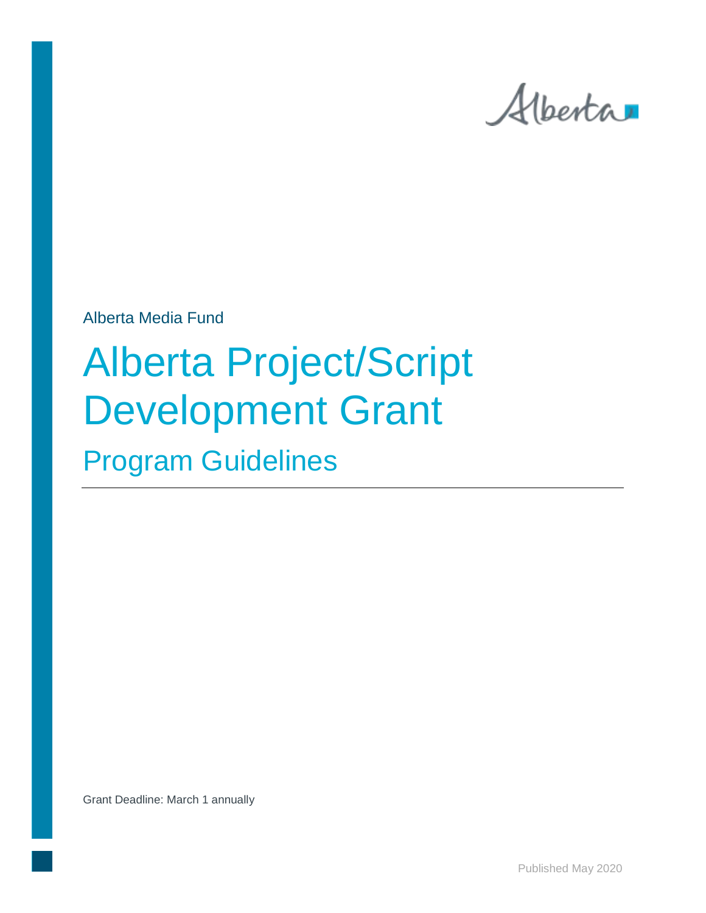Alberta Media Fund

# Alberta Project/Script Development Grant

## Program Guidelines

---

Grant Deadline: March 1 annually

Published May 2020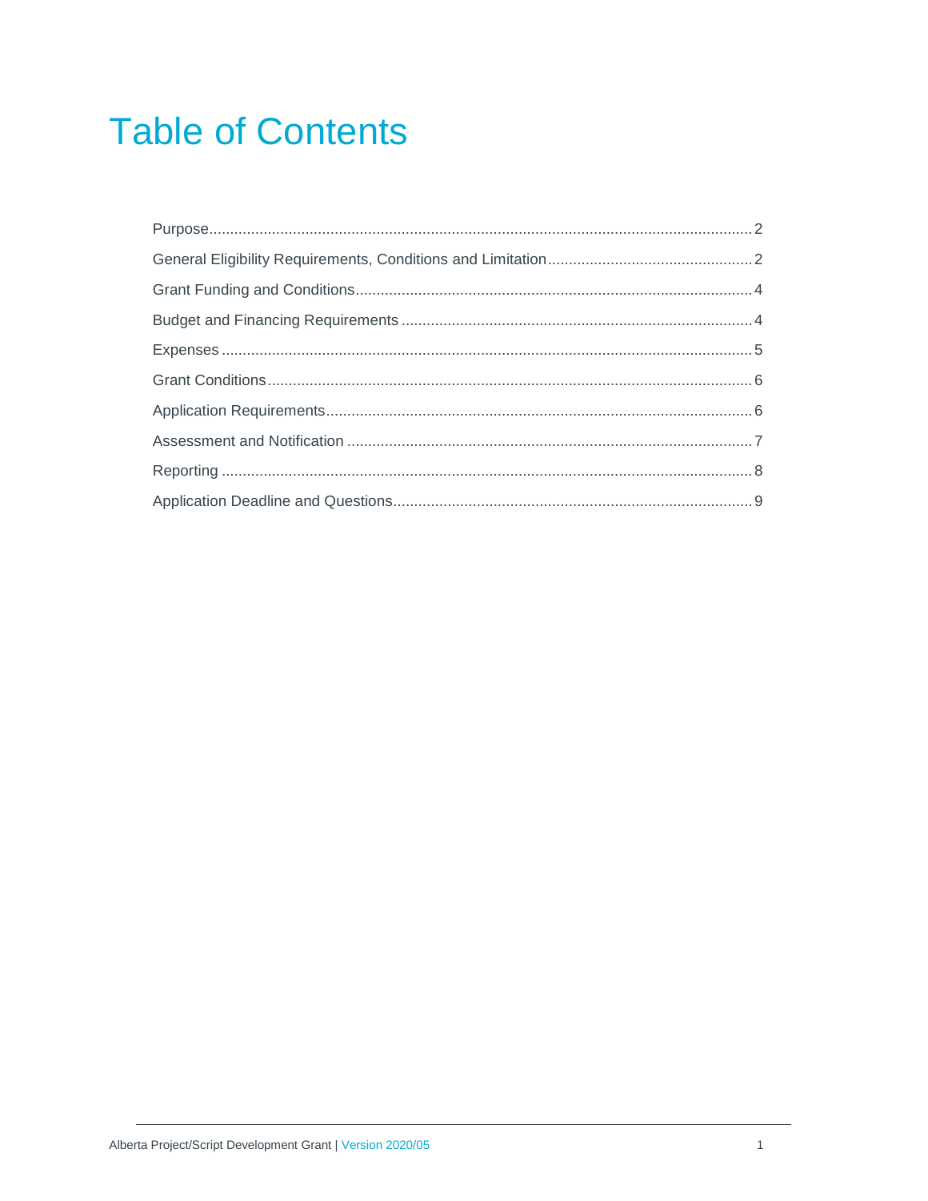# Table of Contents

Purpose....................................................................................................................................2

General Eligibility Requirements, Conditions and Limitation..................................................2

Grant Funding and Conditions...............................................................................................4

Budget and Financing Requirements ....................................................................................4

Expenses ..............................................................................................................................5

Grant Conditions....................................................................................................................6

Application Requirements.......................................................................................................6

Assessment and Notification .................................................................................................7

Reporting ...............................................................................................................................8

Application Deadline and Questions.......................................................................................9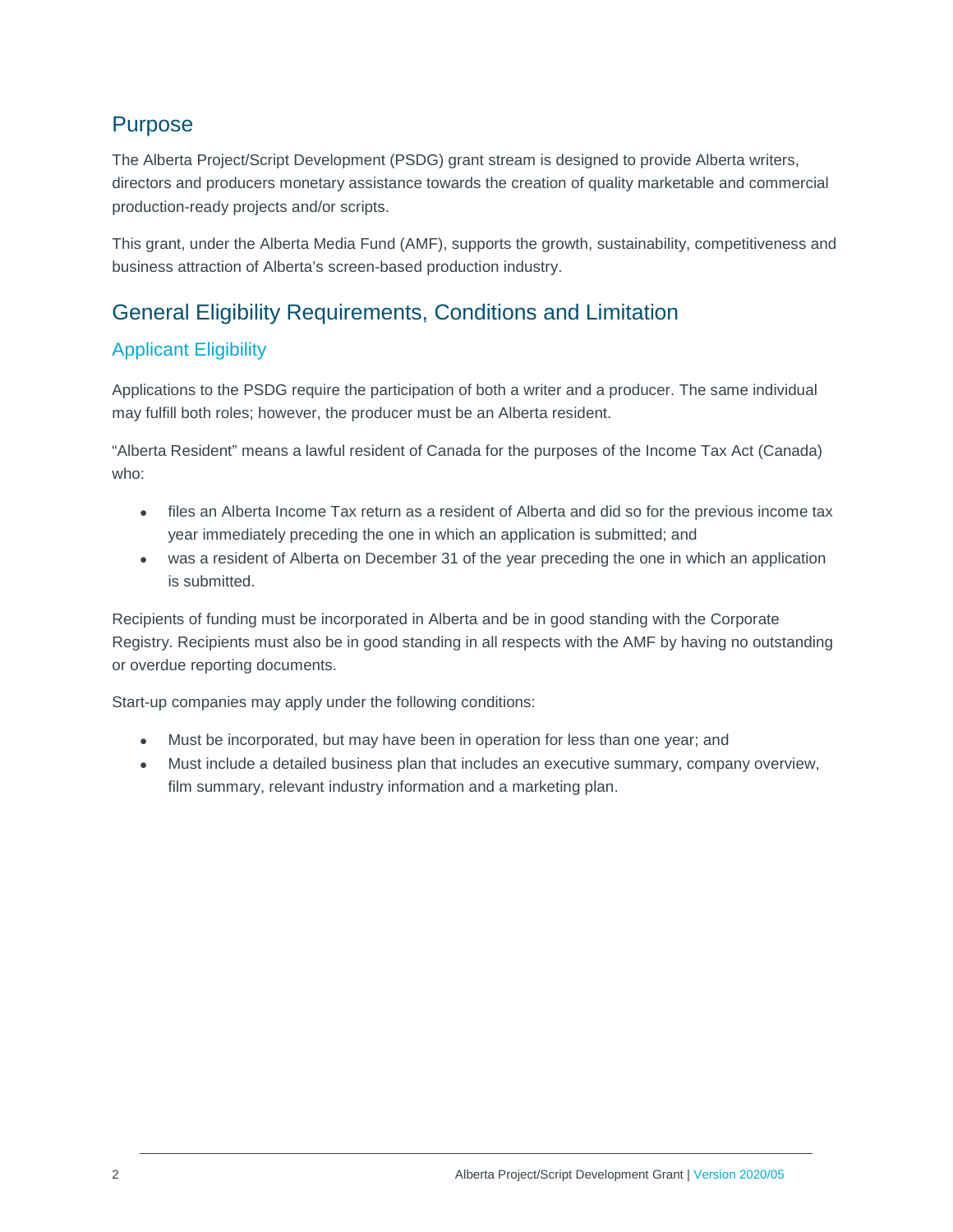## Purpose

The Alberta Project/Script Development (PSDG) grant stream is designed to provide Alberta writers, directors and producers monetary assistance towards the creation of quality marketable and commercial production-ready projects and/or scripts.

This grant, under the Alberta Media Fund (AMF), supports the growth, sustainability, competitiveness and business attraction of Alberta's screen-based production industry.

## General Eligibility Requirements, Conditions and Limitation

### Applicant Eligibility

Applications to the PSDG require the participation of both a writer and a producer. The same individual may fulfill both roles; however, the producer must be an Alberta resident.

"Alberta Resident" means a lawful resident of Canada for the purposes of the Income Tax Act (Canada) who:

- files an Alberta Income Tax return as a resident of Alberta and did so for the previous income tax year immediately preceding the one in which an application is submitted; and
- was a resident of Alberta on December 31 of the year preceding the one in which an application is submitted.

Recipients of funding must be incorporated in Alberta and be in good standing with the Corporate Registry. Recipients must also be in good standing in all respects with the AMF by having no outstanding or overdue reporting documents.

Start-up companies may apply under the following conditions:

- Must be incorporated, but may have been in operation for less than one year; and
- Must include a detailed business plan that includes an executive summary, company overview, film summary, relevant industry information and a marketing plan.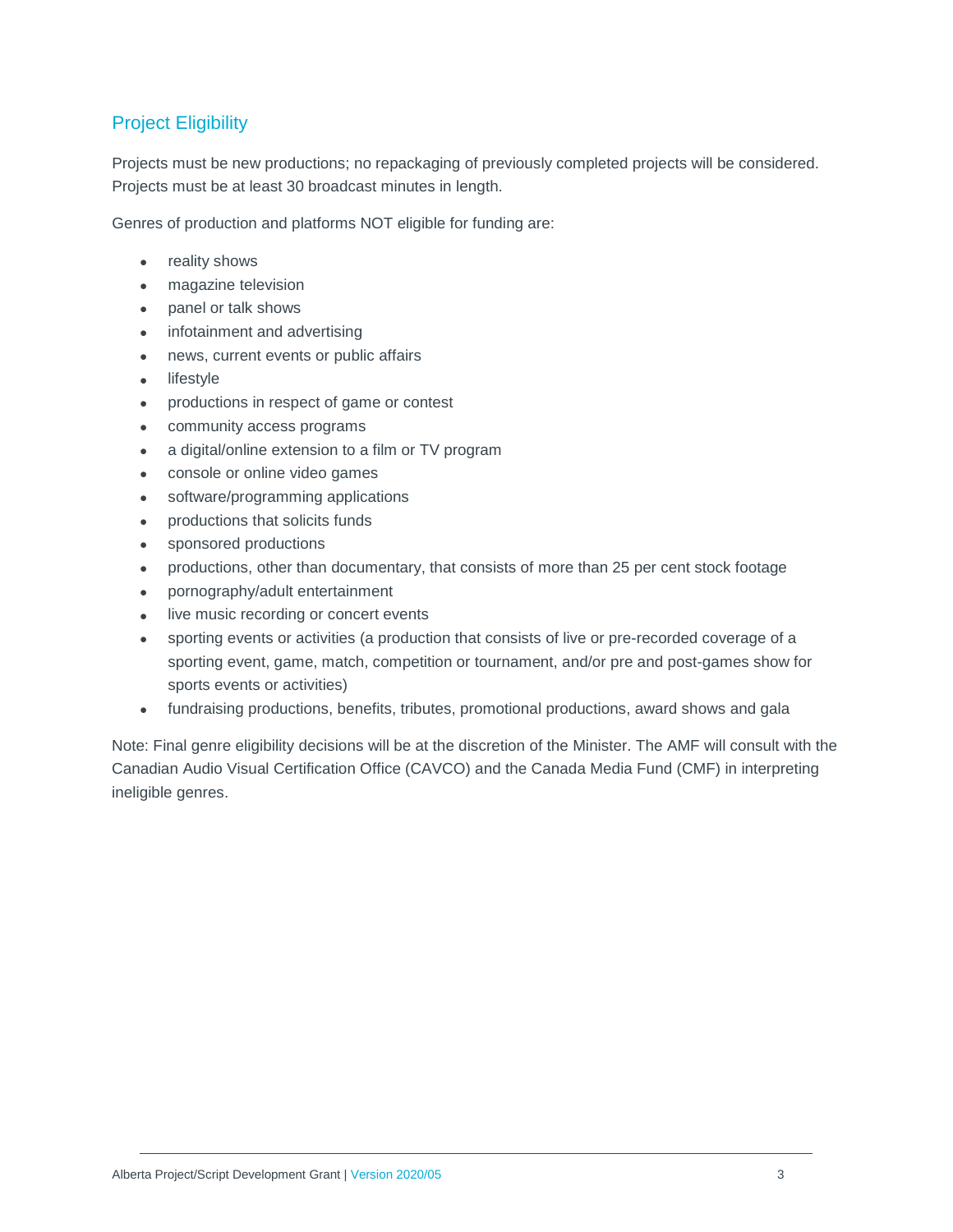## Project Eligibility

Projects must be new productions; no repackaging of previously completed projects will be considered. Projects must be at least 30 broadcast minutes in length.

Genres of production and platforms NOT eligible for funding are:

- reality shows
- magazine television
- panel or talk shows
- infotainment and advertising
- news, current events or public affairs
- lifestyle
- productions in respect of game or contest
- community access programs
- a digital/online extension to a film or TV program
- console or online video games
- software/programming applications
- productions that solicits funds
- sponsored productions
- productions, other than documentary, that consists of more than 25 per cent stock footage
- pornography/adult entertainment
- live music recording or concert events
- sporting events or activities (a production that consists of live or pre-recorded coverage of a sporting event, game, match, competition or tournament, and/or pre and post-games show for sports events or activities)
- fundraising productions, benefits, tributes, promotional productions, award shows and gala

Note: Final genre eligibility decisions will be at the discretion of the Minister. The AMF will consult with the Canadian Audio Visual Certification Office (CAVCO) and the Canada Media Fund (CMF) in interpreting ineligible genres.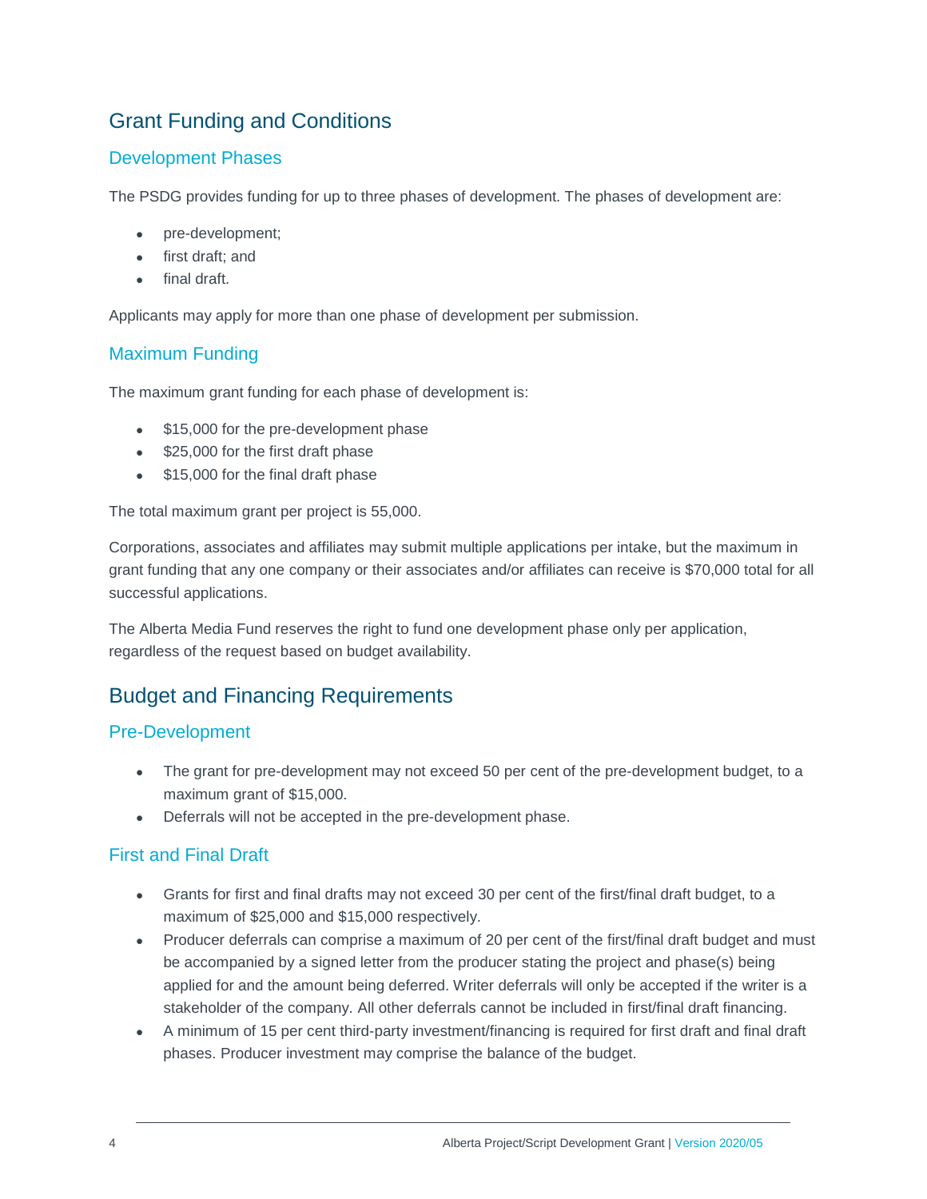## Grant Funding and Conditions

### Development Phases

The PSDG provides funding for up to three phases of development. The phases of development are:

- pre-development;
- first draft; and
- final draft.

Applicants may apply for more than one phase of development per submission.

### Maximum Funding

The maximum grant funding for each phase of development is:

- $15,000 for the pre-development phase
- $25,000 for the first draft phase
- $15,000 for the final draft phase

The total maximum grant per project is 55,000.

Corporations, associates and affiliates may submit multiple applications per intake, but the maximum in grant funding that any one company or their associates and/or affiliates can receive is $70,000 total for all successful applications.

The Alberta Media Fund reserves the right to fund one development phase only per application, regardless of the request based on budget availability.

## Budget and Financing Requirements

### Pre-Development

- The grant for pre-development may not exceed 50 per cent of the pre-development budget, to a maximum grant of $15,000.
- Deferrals will not be accepted in the pre-development phase.

### First and Final Draft

- Grants for first and final drafts may not exceed 30 per cent of the first/final draft budget, to a maximum of $25,000 and $15,000 respectively.
- Producer deferrals can comprise a maximum of 20 per cent of the first/final draft budget and must be accompanied by a signed letter from the producer stating the project and phase(s) being applied for and the amount being deferred. Writer deferrals will only be accepted if the writer is a stakeholder of the company. All other deferrals cannot be included in first/final draft financing.
- A minimum of 15 per cent third-party investment/financing is required for first draft and final draft phases. Producer investment may comprise the balance of the budget.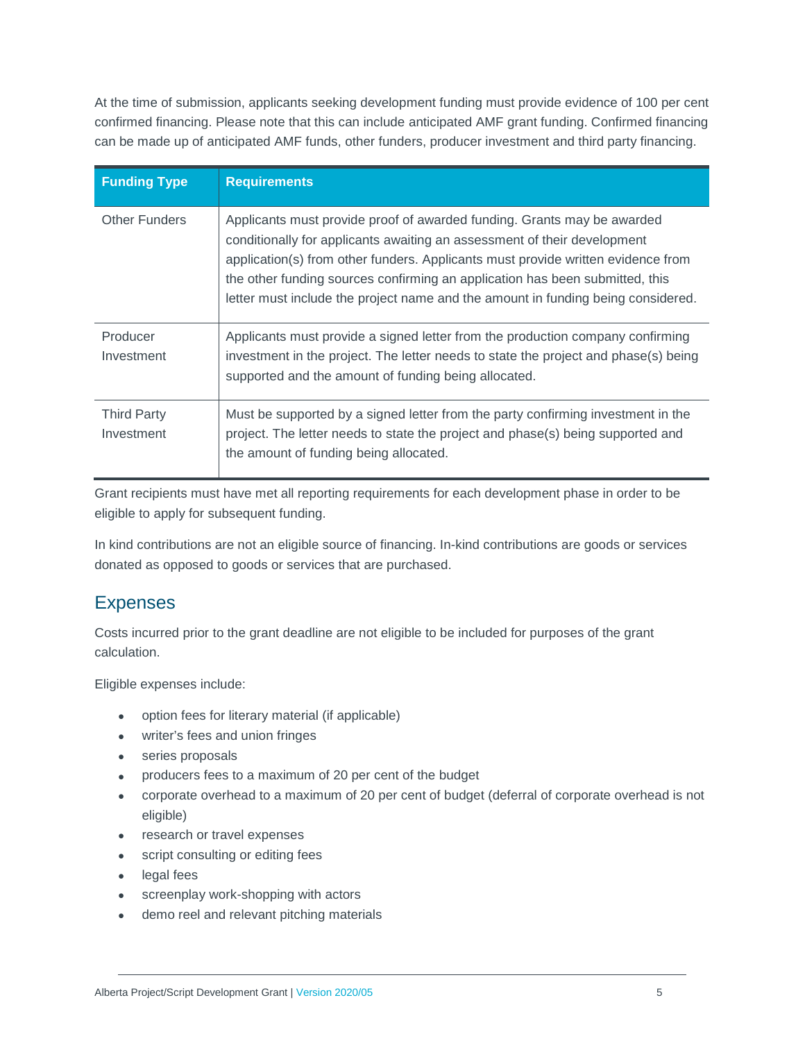At the time of submission, applicants seeking development funding must provide evidence of 100 per cent confirmed financing. Please note that this can include anticipated AMF grant funding. Confirmed financing can be made up of anticipated AMF funds, other funders, producer investment and third party financing.

| Funding Type | Requirements |
| --- | --- |
| Other Funders | Applicants must provide proof of awarded funding. Grants may be awarded conditionally for applicants awaiting an assessment of their development application(s) from other funders. Applicants must provide written evidence from the other funding sources confirming an application has been submitted, this letter must include the project name and the amount in funding being considered. |
| Producer Investment | Applicants must provide a signed letter from the production company confirming investment in the project. The letter needs to state the project and phase(s) being supported and the amount of funding being allocated. |
| Third Party Investment | Must be supported by a signed letter from the party confirming investment in the project. The letter needs to state the project and phase(s) being supported and the amount of funding being allocated. |

Grant recipients must have met all reporting requirements for each development phase in order to be eligible to apply for subsequent funding.

In kind contributions are not an eligible source of financing. In-kind contributions are goods or services donated as opposed to goods or services that are purchased.

## Expenses

Costs incurred prior to the grant deadline are not eligible to be included for purposes of the grant calculation.

Eligible expenses include:

- option fees for literary material (if applicable)
- writer's fees and union fringes
- series proposals
- producers fees to a maximum of 20 per cent of the budget
- corporate overhead to a maximum of 20 per cent of budget (deferral of corporate overhead is not eligible)
- research or travel expenses
- script consulting or editing fees
- legal fees
- screenplay work-shopping with actors
- demo reel and relevant pitching materials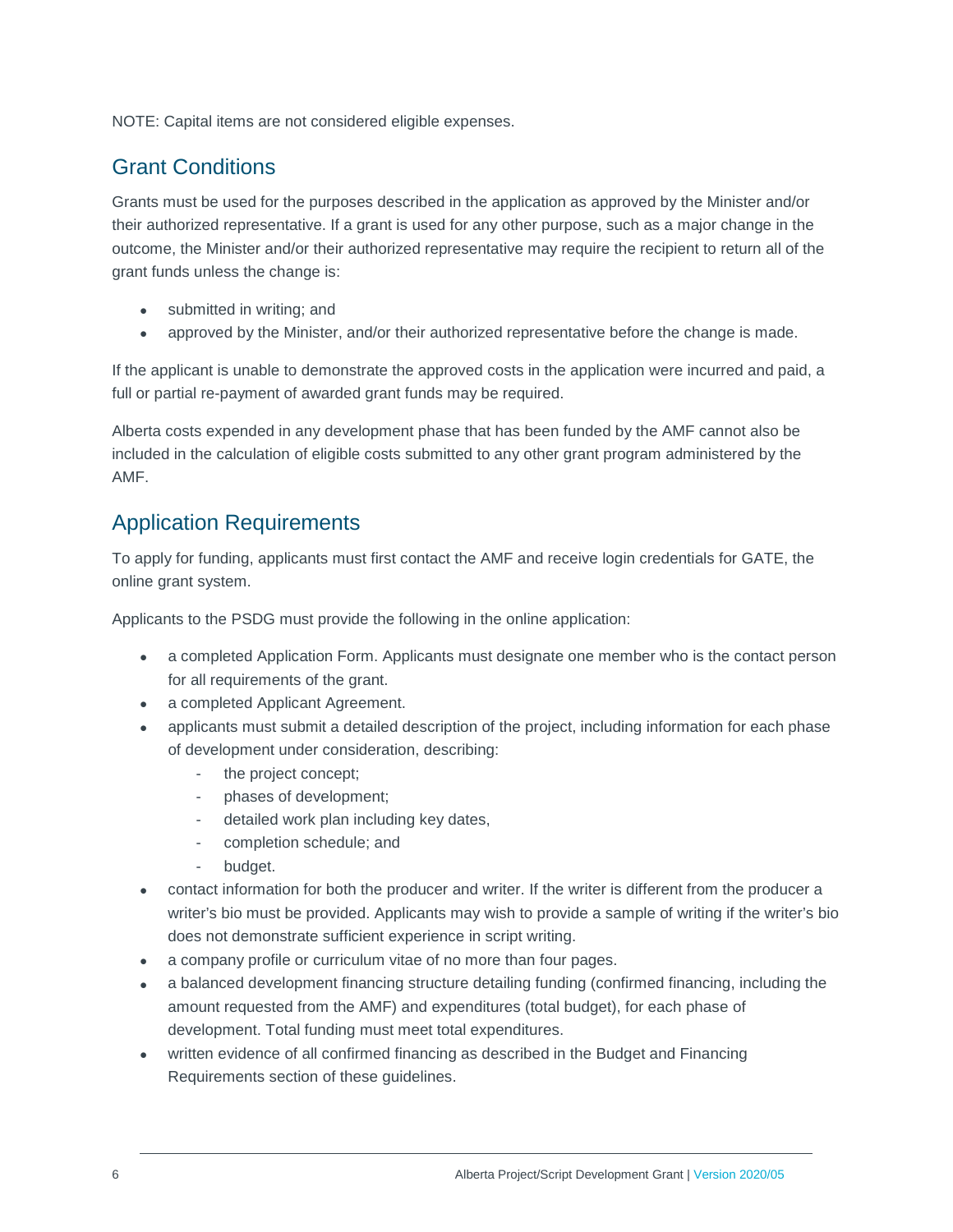NOTE: Capital items are not considered eligible expenses.

## Grant Conditions

Grants must be used for the purposes described in the application as approved by the Minister and/or their authorized representative. If a grant is used for any other purpose, such as a major change in the outcome, the Minister and/or their authorized representative may require the recipient to return all of the grant funds unless the change is:

- submitted in writing; and
- approved by the Minister, and/or their authorized representative before the change is made.

If the applicant is unable to demonstrate the approved costs in the application were incurred and paid, a full or partial re-payment of awarded grant funds may be required.

Alberta costs expended in any development phase that has been funded by the AMF cannot also be included in the calculation of eligible costs submitted to any other grant program administered by the AMF.

## Application Requirements

To apply for funding, applicants must first contact the AMF and receive login credentials for GATE, the online grant system.

Applicants to the PSDG must provide the following in the online application:

- a completed Application Form. Applicants must designate one member who is the contact person for all requirements of the grant.
- a completed Applicant Agreement.
- applicants must submit a detailed description of the project, including information for each phase of development under consideration, describing:
  - the project concept;
  - phases of development;
  - detailed work plan including key dates,
  - completion schedule; and
  - budget.
- contact information for both the producer and writer. If the writer is different from the producer a writer's bio must be provided. Applicants may wish to provide a sample of writing if the writer's bio does not demonstrate sufficient experience in script writing.
- a company profile or curriculum vitae of no more than four pages.
- a balanced development financing structure detailing funding (confirmed financing, including the amount requested from the AMF) and expenditures (total budget), for each phase of development. Total funding must meet total expenditures.
- written evidence of all confirmed financing as described in the Budget and Financing Requirements section of these guidelines.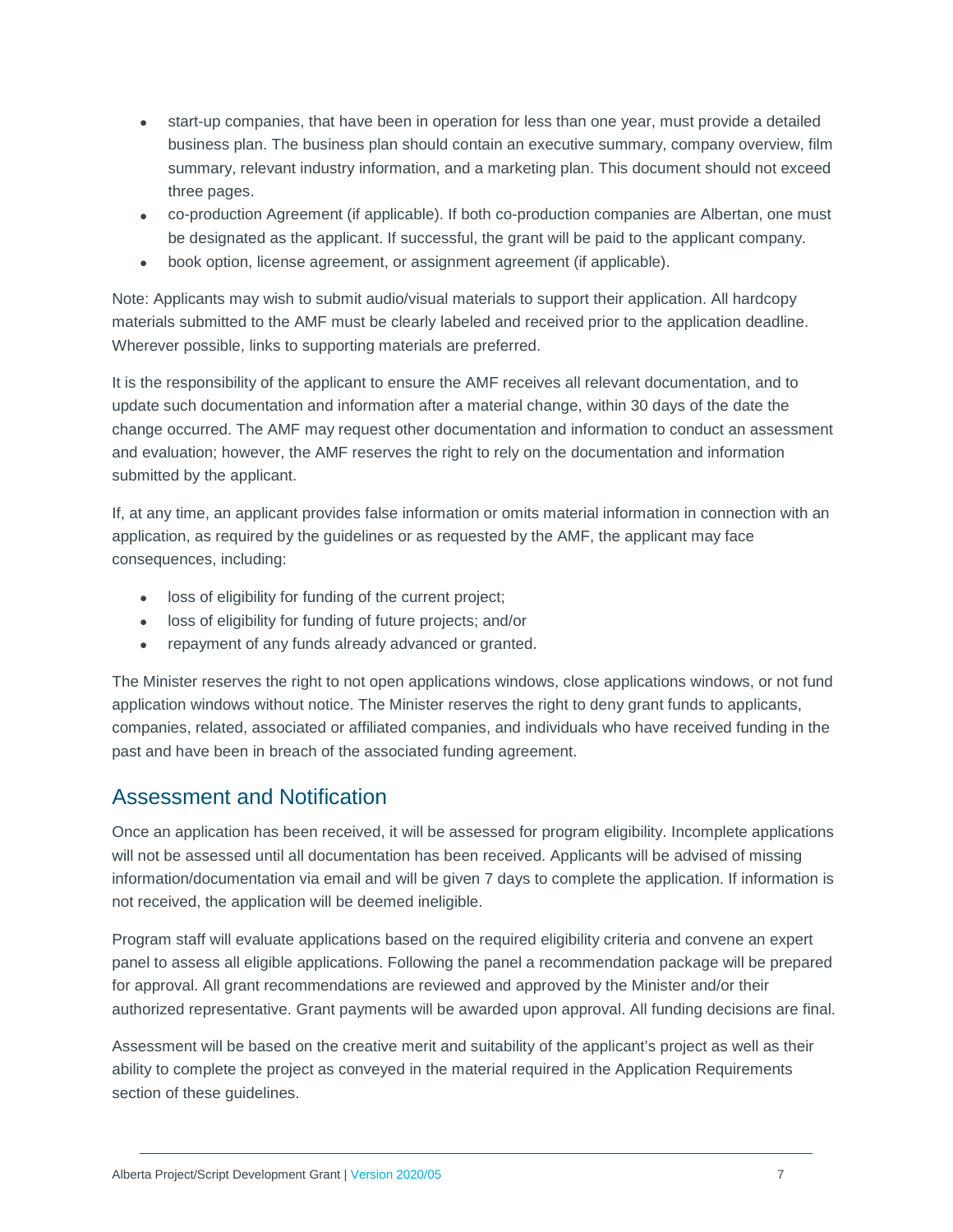- start-up companies, that have been in operation for less than one year, must provide a detailed business plan. The business plan should contain an executive summary, company overview, film summary, relevant industry information, and a marketing plan. This document should not exceed three pages.
- co-production Agreement (if applicable). If both co-production companies are Albertan, one must be designated as the applicant. If successful, the grant will be paid to the applicant company.
- book option, license agreement, or assignment agreement (if applicable).

Note: Applicants may wish to submit audio/visual materials to support their application. All hardcopy materials submitted to the AMF must be clearly labeled and received prior to the application deadline. Wherever possible, links to supporting materials are preferred.

It is the responsibility of the applicant to ensure the AMF receives all relevant documentation, and to update such documentation and information after a material change, within 30 days of the date the change occurred. The AMF may request other documentation and information to conduct an assessment and evaluation; however, the AMF reserves the right to rely on the documentation and information submitted by the applicant.

If, at any time, an applicant provides false information or omits material information in connection with an application, as required by the guidelines or as requested by the AMF, the applicant may face consequences, including:

- loss of eligibility for funding of the current project;
- loss of eligibility for funding of future projects; and/or
- repayment of any funds already advanced or granted.

The Minister reserves the right to not open applications windows, close applications windows, or not fund application windows without notice. The Minister reserves the right to deny grant funds to applicants, companies, related, associated or affiliated companies, and individuals who have received funding in the past and have been in breach of the associated funding agreement.

## Assessment and Notification

Once an application has been received, it will be assessed for program eligibility. Incomplete applications will not be assessed until all documentation has been received. Applicants will be advised of missing information/documentation via email and will be given 7 days to complete the application. If information is not received, the application will be deemed ineligible.

Program staff will evaluate applications based on the required eligibility criteria and convene an expert panel to assess all eligible applications. Following the panel a recommendation package will be prepared for approval. All grant recommendations are reviewed and approved by the Minister and/or their authorized representative. Grant payments will be awarded upon approval. All funding decisions are final.

Assessment will be based on the creative merit and suitability of the applicant's project as well as their ability to complete the project as conveyed in the material required in the Application Requirements section of these guidelines.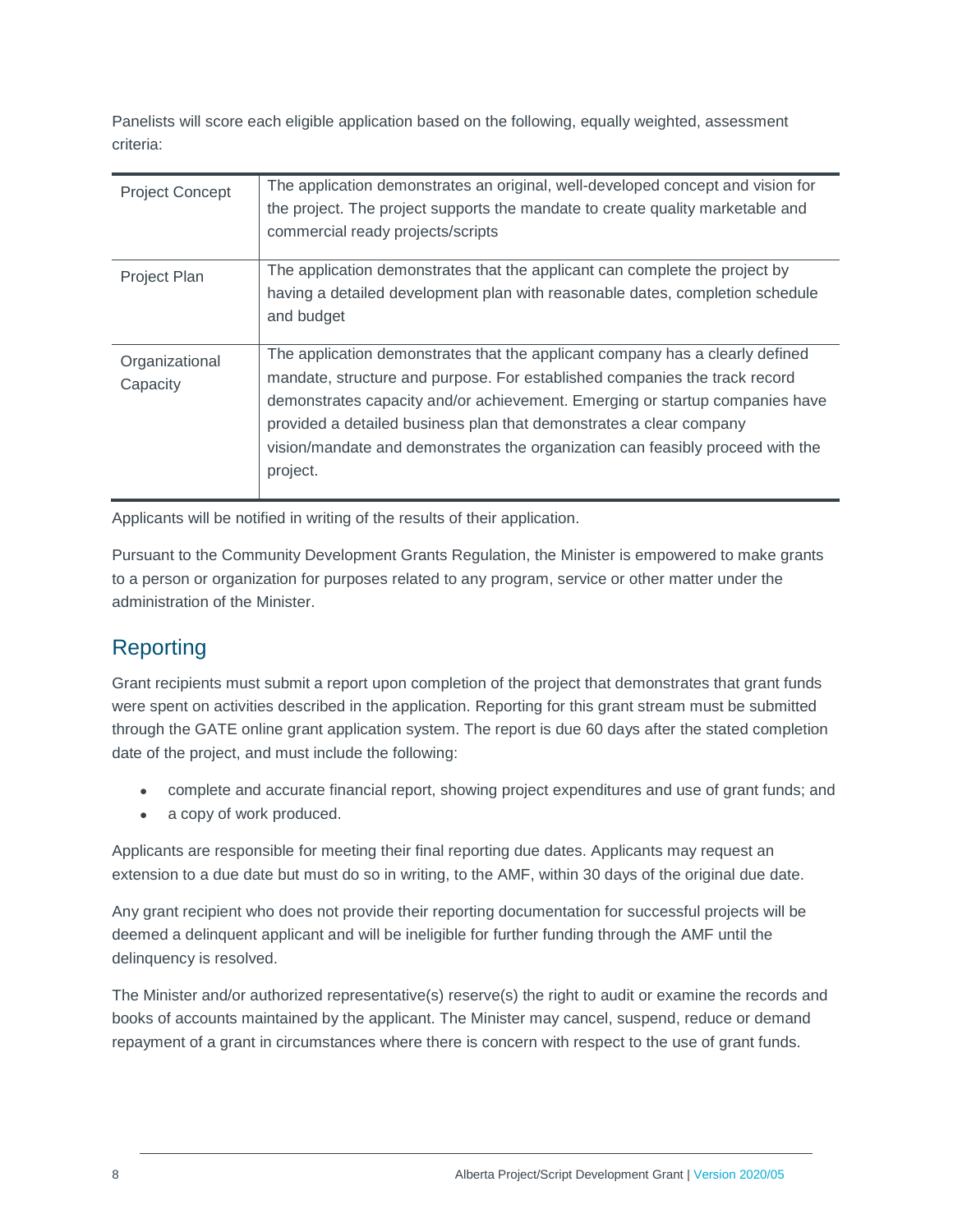Panelists will score each eligible application based on the following, equally weighted, assessment criteria:

| | |
|---|---|
| Project Concept | The application demonstrates an original, well-developed concept and vision for the project. The project supports the mandate to create quality marketable and commercial ready projects/scripts |
| Project Plan | The application demonstrates that the applicant can complete the project by having a detailed development plan with reasonable dates, completion schedule and budget |
| Organizational Capacity | The application demonstrates that the applicant company has a clearly defined mandate, structure and purpose. For established companies the track record demonstrates capacity and/or achievement. Emerging or startup companies have provided a detailed business plan that demonstrates a clear company vision/mandate and demonstrates the organization can feasibly proceed with the project. |

Applicants will be notified in writing of the results of their application.

Pursuant to the Community Development Grants Regulation, the Minister is empowered to make grants to a person or organization for purposes related to any program, service or other matter under the administration of the Minister.

## Reporting

Grant recipients must submit a report upon completion of the project that demonstrates that grant funds were spent on activities described in the application. Reporting for this grant stream must be submitted through the GATE online grant application system. The report is due 60 days after the stated completion date of the project, and must include the following:

- complete and accurate financial report, showing project expenditures and use of grant funds; and
- a copy of work produced.

Applicants are responsible for meeting their final reporting due dates. Applicants may request an extension to a due date but must do so in writing, to the AMF, within 30 days of the original due date.

Any grant recipient who does not provide their reporting documentation for successful projects will be deemed a delinquent applicant and will be ineligible for further funding through the AMF until the delinquency is resolved.

The Minister and/or authorized representative(s) reserve(s) the right to audit or examine the records and books of accounts maintained by the applicant. The Minister may cancel, suspend, reduce or demand repayment of a grant in circumstances where there is concern with respect to the use of grant funds.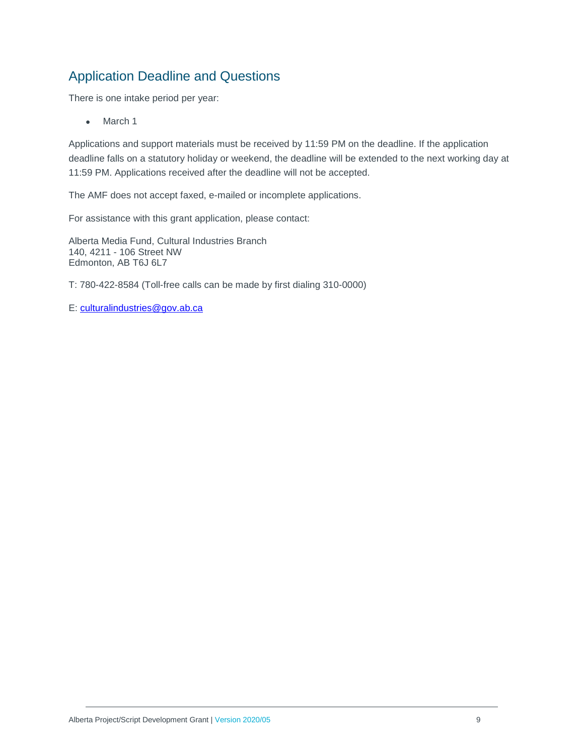## Application Deadline and Questions

There is one intake period per year:

- March 1

Applications and support materials must be received by 11:59 PM on the deadline. If the application deadline falls on a statutory holiday or weekend, the deadline will be extended to the next working day at 11:59 PM. Applications received after the deadline will not be accepted.

The AMF does not accept faxed, e-mailed or incomplete applications.

For assistance with this grant application, please contact:

Alberta Media Fund, Cultural Industries Branch
140, 4211 - 106 Street NW
Edmonton, AB T6J 6L7

T: 780-422-8584 (Toll-free calls can be made by first dialing 310-0000)

E: culturalindustries@gov.ab.ca